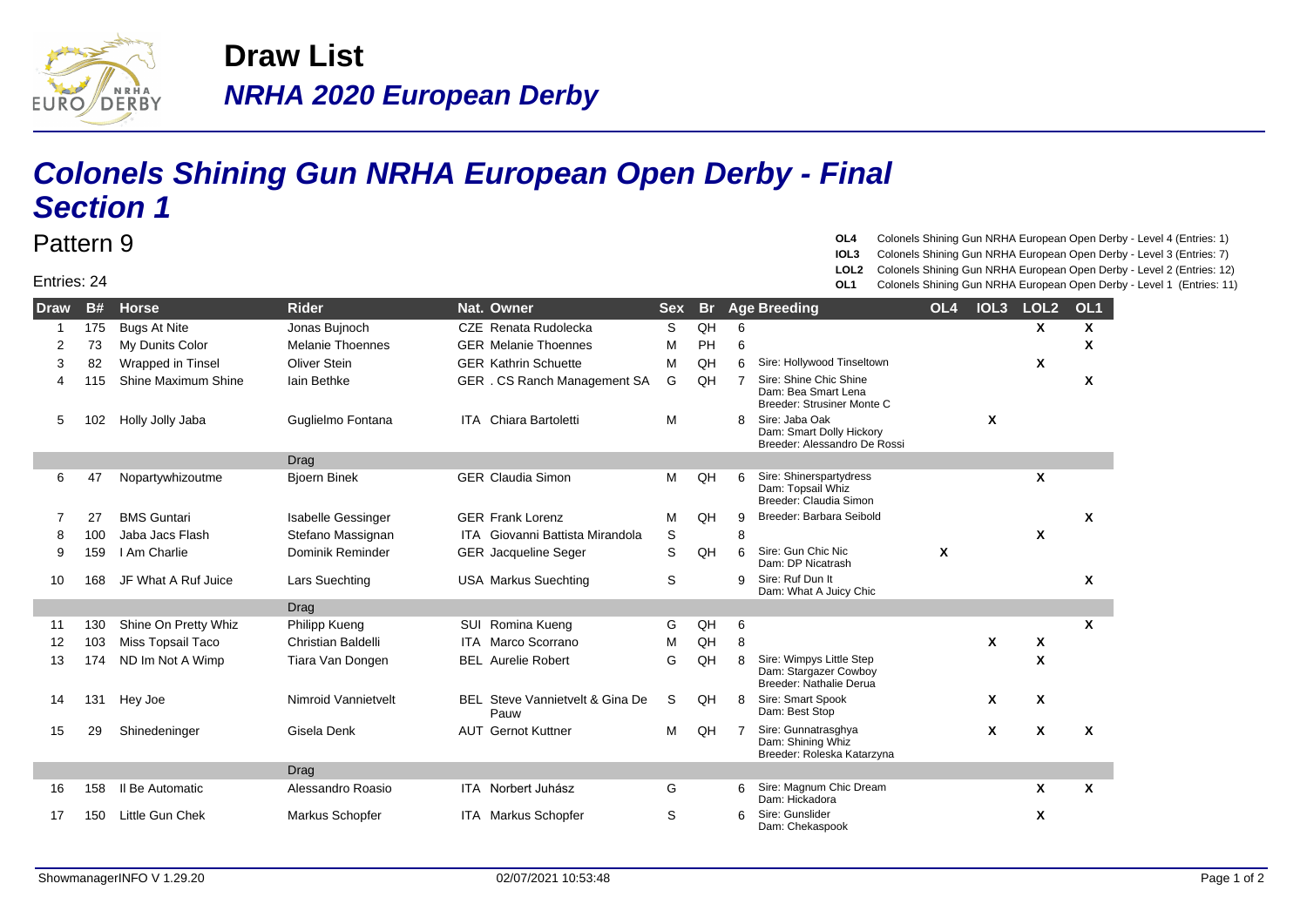# Draw List

## *NRHA 2020 European Derby*

# *Colonels Shining Gun NRHA European Open Derby - Final Section 1*

Pattern 9

Entries: 24

**OL4** Colonels Shining Gun NRHA European Open Derby - Level 4 (Entries: 1)
**IOL3** Colonels Shining Gun NRHA European Open Derby - Level 3 (Entries: 7)
**LOL2** Colonels Shining Gun NRHA European Open Derby - Level 2 (Entries: 12)
**OL1** Colonels Shining Gun NRHA European Open Derby - Level 1 (Entries: 11)

| Draw | B# | Horse | Rider | Nat. | Owner | Sex | Br | Age | Breeding | OL4 | IOL3 | LOL2 | OL1 |
|---|---|---|---|---|---|---|---|---|---|---|---|---|---|
| 1 | 175 | Bugs At Nite | Jonas Bujnoch | CZE | Renata Rudolecka | S | QH | 6 | | | | X | X |
| 2 | 73 | My Dunits Color | Melanie Thoennes | GER | Melanie Thoennes | M | PH | 6 | | | | | X |
| 3 | 82 | Wrapped in Tinsel | Oliver Stein | GER | Kathrin Schuette | M | QH | 6 | Sire: Hollywood Tinseltown | | | X | |
| 4 | 115 | Shine Maximum Shine | Iain Bethke | GER | . CS Ranch Management SA | G | QH | 7 | Sire: Shine Chic Shine<br>Dam: Bea Smart Lena<br>Breeder: Strusiner Monte C | | | | X |
| 5 | 102 | Holly Jolly Jaba | Guglielmo Fontana | ITA | Chiara Bartoletti | M | | 8 | Sire: Jaba Oak<br>Dam: Smart Dolly Hickory<br>Breeder: Alessandro De Rossi | | X | | |
| | | | Drag | | | | | | | | | | |
| 6 | 47 | Nopartywhizoutme | Bjoern Binek | GER | Claudia Simon | M | QH | 6 | Sire: Shinerspartydress<br>Dam: Topsail Whiz<br>Breeder: Claudia Simon | | | X | |
| 7 | 27 | BMS Guntari | Isabelle Gessinger | GER | Frank Lorenz | M | QH | 9 | Breeder: Barbara Seibold | | | | X |
| 8 | 100 | Jaba Jacs Flash | Stefano Massignan | ITA | Giovanni Battista Mirandola | S | | 8 | | | | X | |
| 9 | 159 | I Am Charlie | Dominik Reminder | GER | Jacqueline Seger | S | QH | 6 | Sire: Gun Chic Nic<br>Dam: DP Nicatrash | X | | | |
| 10 | 168 | JF What A Ruf Juice | Lars Suechting | USA | Markus Suechting | S | | 9 | Sire: Ruf Dun It<br>Dam: What A Juicy Chic | | | | X |
| | | | Drag | | | | | | | | | | |
| 11 | 130 | Shine On Pretty Whiz | Philipp Kueng | SUI | Romina Kueng | G | QH | 6 | | | | | X |
| 12 | 103 | Miss Topsail Taco | Christian Baldelli | ITA | Marco Scorrano | M | QH | 8 | | | X | X | |
| 13 | 174 | ND Im Not A Wimp | Tiara Van Dongen | BEL | Aurelie Robert | G | QH | 8 | Sire: Wimpys Little Step<br>Dam: Stargazer Cowboy<br>Breeder: Nathalie Derua | | | X | |
| 14 | 131 | Hey Joe | Nimroid Vannietvelt | BEL | Steve Vannietvelt & Gina De Pauw | S | QH | 8 | Sire: Smart Spook<br>Dam: Best Stop | | X | X | |
| 15 | 29 | Shinedeninger | Gisela Denk | AUT | Gernot Kuttner | M | QH | 7 | Sire: Gunnatrasghya<br>Dam: Shining Whiz<br>Breeder: Roleska Katarzyna | | X | X | X |
| | | | Drag | | | | | | | | | | |
| 16 | 158 | Il Be Automatic | Alessandro Roasio | ITA | Norbert Juhász | G | | 6 | Sire: Magnum Chic Dream<br>Dam: Hickadora | | | X | X |
| 17 | 150 | Little Gun Chek | Markus Schopfer | ITA | Markus Schopfer | S | | 6 | Sire: Gunslider<br>Dam: Chekaspook | | | X | |

ShowmanagerINFO V 1.29.20 02/07/2021 10:53:48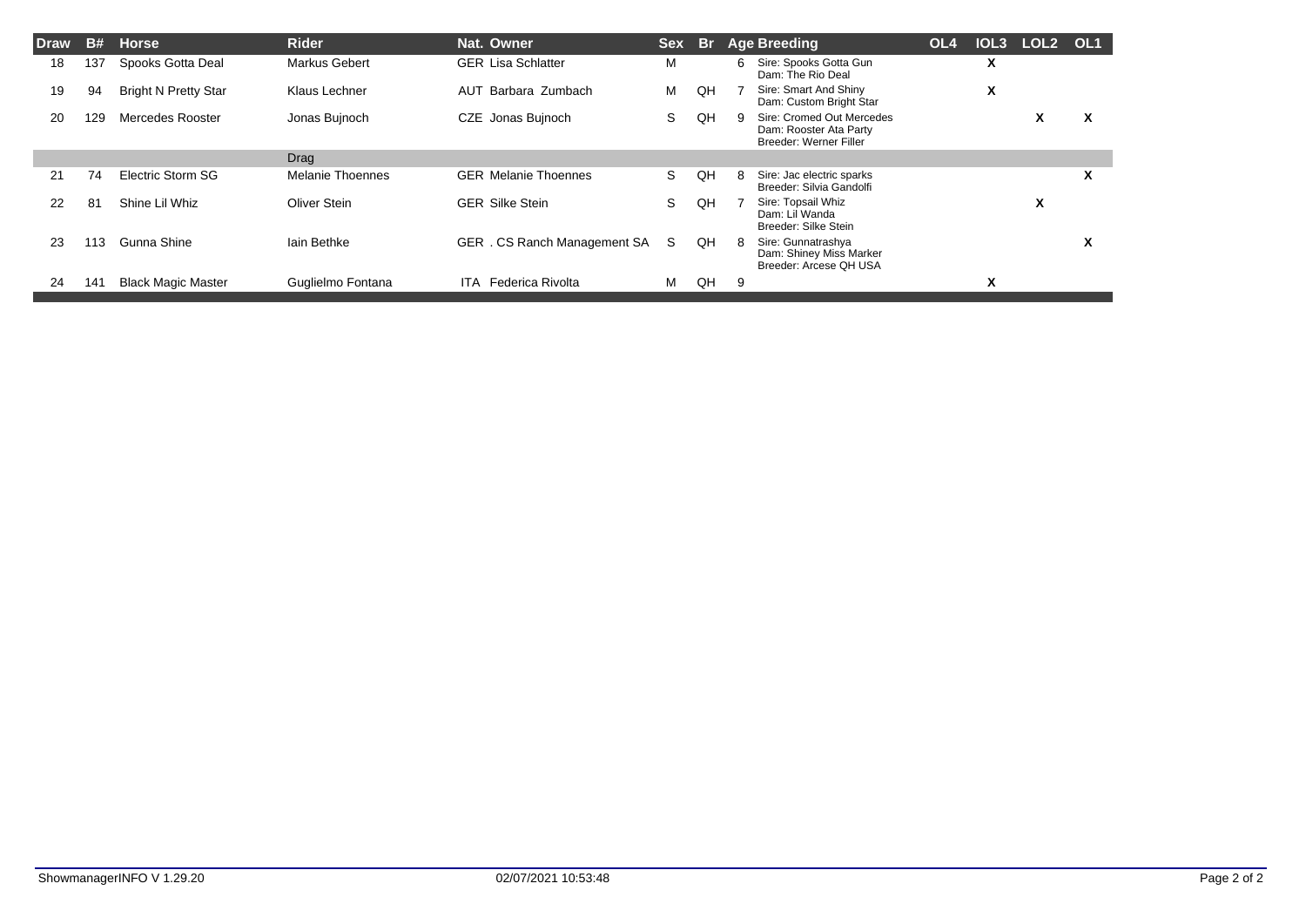| Draw | B# | Horse | Rider | Nat. | Owner | Sex | Br | Age | Breeding | OL4 | IOL3 | LOL2 | OL1 |
|---|---|---|---|---|---|---|---|---|---|---|---|---|---|
| 18 | 137 | Spooks Gotta Deal | Markus Gebert | GER | Lisa Schlatter | M | | 6 | Sire: Spooks Gotta Gun<br>Dam: The Rio Deal | | X | | |
| 19 | 94 | Bright N Pretty Star | Klaus Lechner | AUT | Barbara Zumbach | M | QH | 7 | Sire: Smart And Shiny<br>Dam: Custom Bright Star | | X | | |
| 20 | 129 | Mercedes Rooster | Jonas Bujnoch | CZE | Jonas Bujnoch | S | QH | 9 | Sire: Cromed Out Mercedes<br>Dam: Rooster Ata Party<br>Breeder: Werner Filler | | | X | X |
| | | | Drag | | | | | | | | | | |
| 21 | 74 | Electric Storm SG | Melanie Thoennes | GER | Melanie Thoennes | S | QH | 8 | Sire: Jac electric sparks<br>Breeder: Silvia Gandolfi | | | | X |
| 22 | 81 | Shine Lil Whiz | Oliver Stein | GER | Silke Stein | S | QH | 7 | Sire: Topsail Whiz<br>Dam: Lil Wanda<br>Breeder: Silke Stein | | | X | |
| 23 | 113 | Gunna Shine | Iain Bethke | GER | . CS Ranch Management SA | S | QH | 8 | Sire: Gunnatrashya<br>Dam: Shiney Miss Marker<br>Breeder: Arcese QH USA | | | | X |
| 24 | 141 | Black Magic Master | Guglielmo Fontana | ITA | Federica Rivolta | M | QH | 9 | | | X | | |

ShowmanagerINFO V 1.29.20 02/07/2021 10:53:48